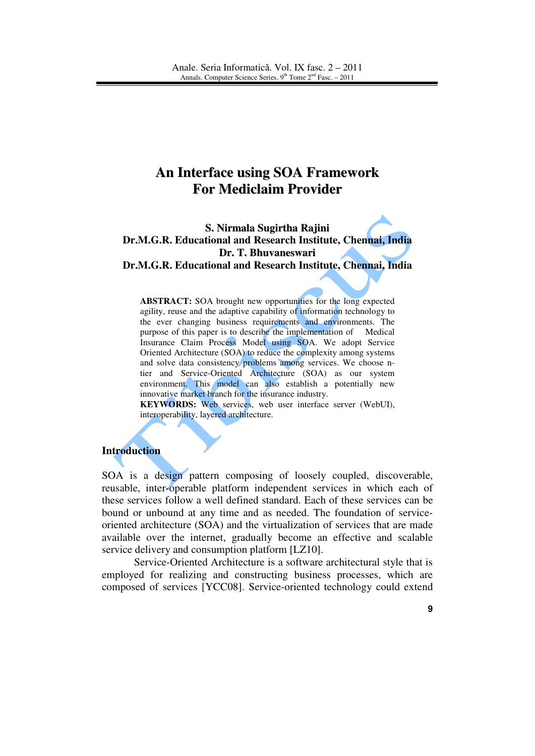# An Interface using SOA Framework For Mediclaim Provider

**S. Nirmala Sugirtha Rajini**
**Dr.M.G.R. Educational and Research Institute, Chennai, India**
**Dr. T. Bhuvaneswari**
**Dr.M.G.R. Educational and Research Institute, Chennai, India**

**ABSTRACT:** SOA brought new opportunities for the long expected agility, reuse and the adaptive capability of information technology to the ever changing business requirements and environments. The purpose of this paper is to describe the implementation of Medical Insurance Claim Process Model using SOA. We adopt Service Oriented Architecture (SOA) to reduce the complexity among systems and solve data consistency problems among services. We choose n-tier and Service-Oriented Architecture (SOA) as our system environment. This model can also establish a potentially new innovative market branch for the insurance industry.

**KEYWORDS:** Web services, web user interface server (WebUI), interoperability, layered architecture.

## Introduction

SOA is a design pattern composing of loosely coupled, discoverable, reusable, inter-operable platform independent services in which each of these services follow a well defined standard. Each of these services can be bound or unbound at any time and as needed. The foundation of service-oriented architecture (SOA) and the virtualization of services that are made available over the internet, gradually become an effective and scalable service delivery and consumption platform [LZ10].

Service-Oriented Architecture is a software architectural style that is employed for realizing and constructing business processes, which are composed of services [YCC08]. Service-oriented technology could extend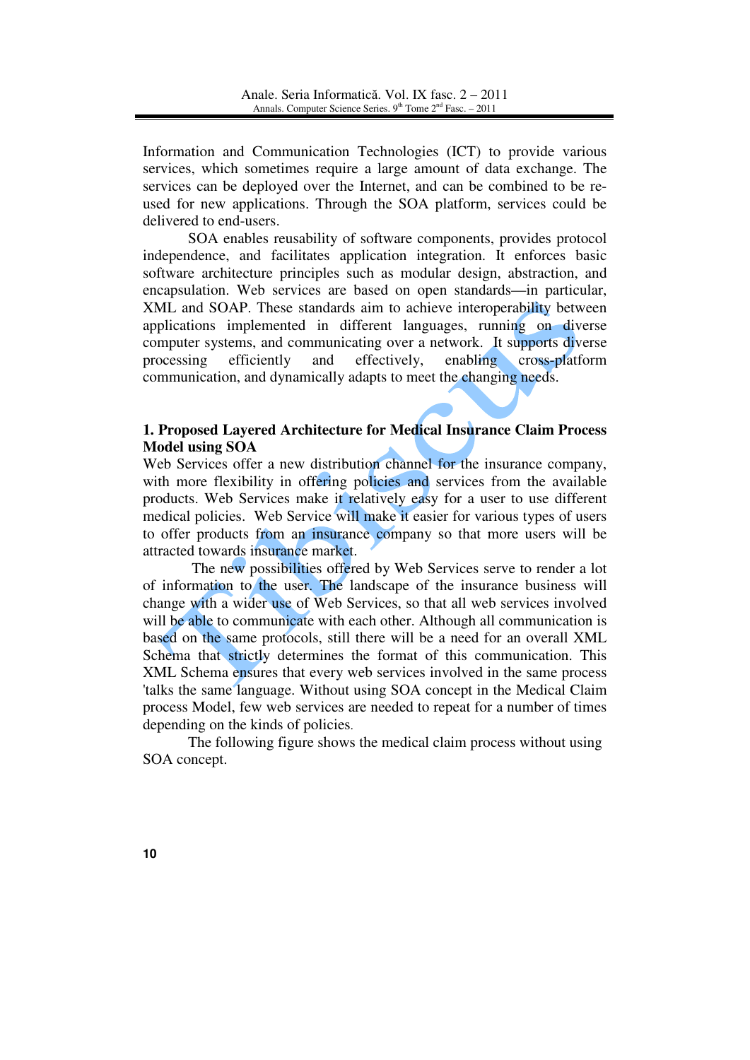Information and Communication Technologies (ICT) to provide various services, which sometimes require a large amount of data exchange. The services can be deployed over the Internet, and can be combined to be re-used for new applications. Through the SOA platform, services could be delivered to end-users.

SOA enables reusability of software components, provides protocol independence, and facilitates application integration. It enforces basic software architecture principles such as modular design, abstraction, and encapsulation. Web services are based on open standards—in particular, XML and SOAP. These standards aim to achieve interoperability between applications implemented in different languages, running on diverse computer systems, and communicating over a network. It supports diverse processing efficiently and effectively, enabling cross-platform communication, and dynamically adapts to meet the changing needs.

## 1. Proposed Layered Architecture for Medical Insurance Claim Process Model using SOA

Web Services offer a new distribution channel for the insurance company, with more flexibility in offering policies and services from the available products. Web Services make it relatively easy for a user to use different medical policies. Web Service will make it easier for various types of users to offer products from an insurance company so that more users will be attracted towards insurance market.

The new possibilities offered by Web Services serve to render a lot of information to the user. The landscape of the insurance business will change with a wider use of Web Services, so that all web services involved will be able to communicate with each other. Although all communication is based on the same protocols, still there will be a need for an overall XML Schema that strictly determines the format of this communication. This XML Schema ensures that every web services involved in the same process 'talks the same language. Without using SOA concept in the Medical Claim process Model, few web services are needed to repeat for a number of times depending on the kinds of policies.

The following figure shows the medical claim process without using SOA concept.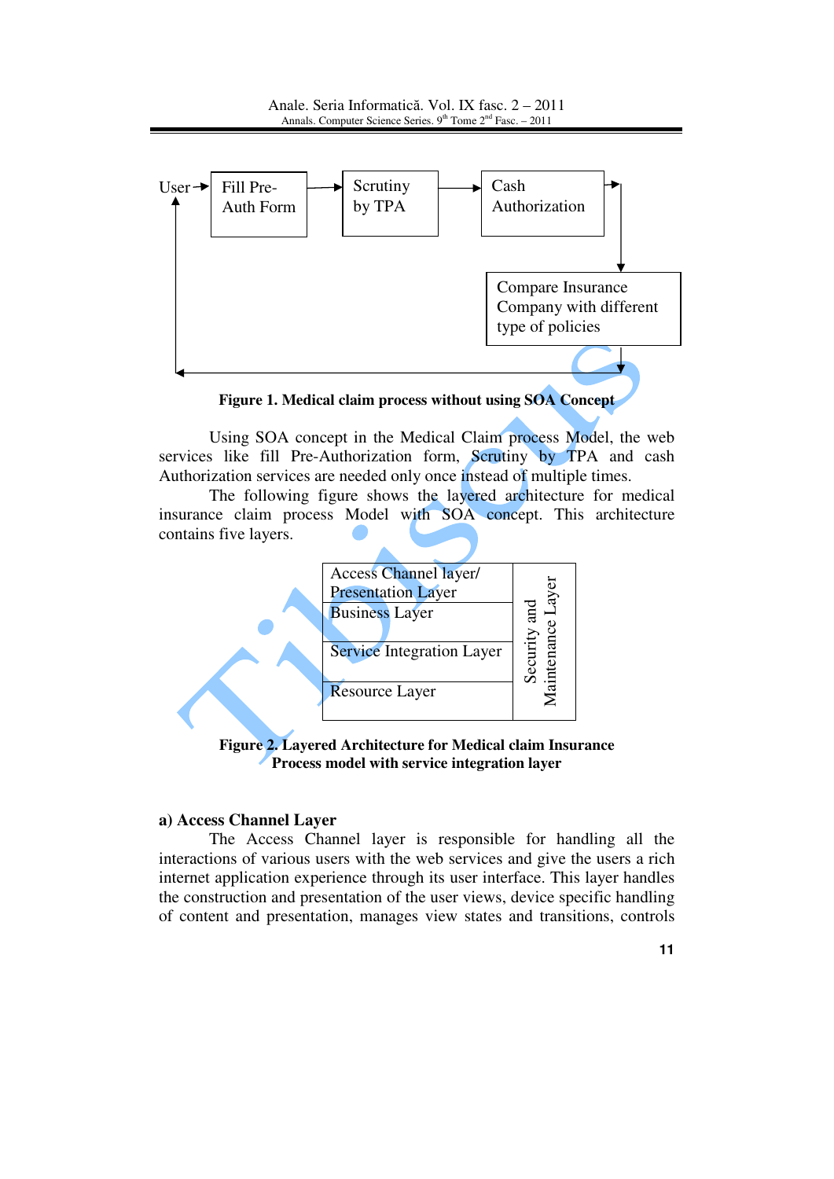User → Fill Pre-Auth Form → Scrutiny by TPA → Cash Authorization → Compare Insurance Company with different type of policies → User

**Figure 1. Medical claim process without using SOA Concept**

Using SOA concept in the Medical Claim process Model, the web services like fill Pre-Authorization form, Scrutiny by TPA and cash Authorization services are needed only once instead of multiple times.

The following figure shows the layered architecture for medical insurance claim process Model with SOA concept. This architecture contains five layers.

| Layers | |
|---|---|
| Access Channel layer/ Presentation Layer | Security and Maintenance Layer |
| Business Layer | |
| Service Integration Layer | |
| Resource Layer | |

**Figure 2. Layered Architecture for Medical claim Insurance Process model with service integration layer**

**a) Access Channel Layer**

The Access Channel layer is responsible for handling all the interactions of various users with the web services and give the users a rich internet application experience through its user interface. This layer handles the construction and presentation of the user views, device specific handling of content and presentation, manages view states and transitions, controls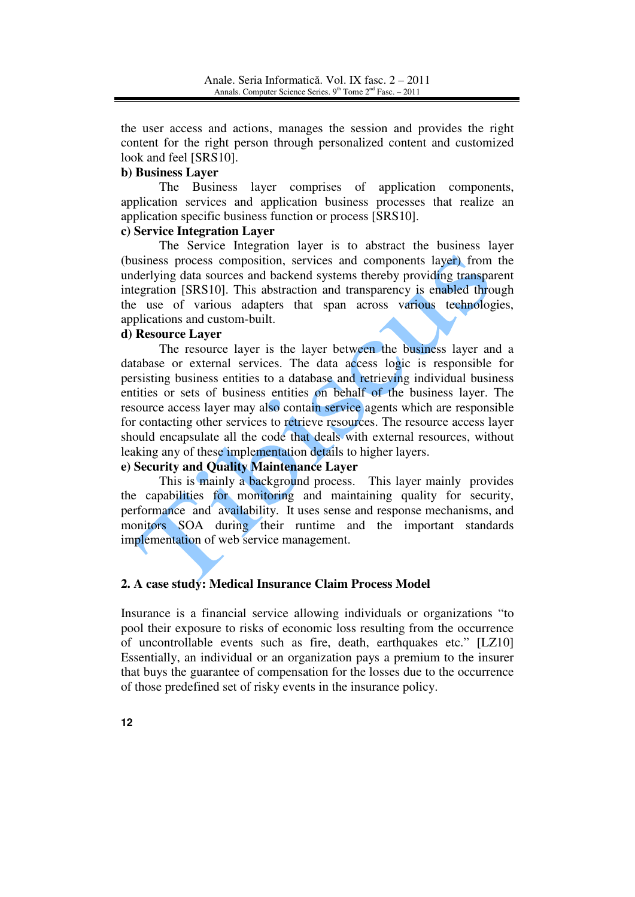the user access and actions, manages the session and provides the right content for the right person through personalized content and customized look and feel [SRS10].

**b) Business Layer**

The Business layer comprises of application components, application services and application business processes that realize an application specific business function or process [SRS10].

**c) Service Integration Layer**

The Service Integration layer is to abstract the business layer (business process composition, services and components layer) from the underlying data sources and backend systems thereby providing transparent integration [SRS10]. This abstraction and transparency is enabled through the use of various adapters that span across various technologies, applications and custom-built.

**d) Resource Layer**

The resource layer is the layer between the business layer and a database or external services. The data access logic is responsible for persisting business entities to a database and retrieving individual business entities or sets of business entities on behalf of the business layer. The resource access layer may also contain service agents which are responsible for contacting other services to retrieve resources. The resource access layer should encapsulate all the code that deals with external resources, without leaking any of these implementation details to higher layers.

**e) Security and Quality Maintenance Layer**

This is mainly a background process. This layer mainly provides the capabilities for monitoring and maintaining quality for security, performance and availability. It uses sense and response mechanisms, and monitors SOA during their runtime and the important standards implementation of web service management.

## 2. A case study: Medical Insurance Claim Process Model

Insurance is a financial service allowing individuals or organizations "to pool their exposure to risks of economic loss resulting from the occurrence of uncontrollable events such as fire, death, earthquakes etc." [LZ10] Essentially, an individual or an organization pays a premium to the insurer that buys the guarantee of compensation for the losses due to the occurrence of those predefined set of risky events in the insurance policy.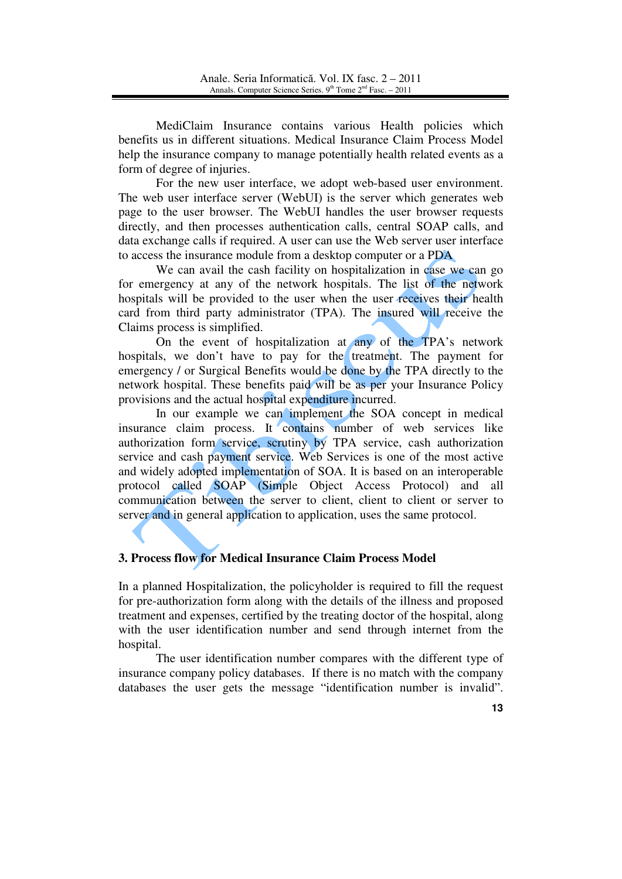MediClaim Insurance contains various Health policies which benefits us in different situations. Medical Insurance Claim Process Model help the insurance company to manage potentially health related events as a form of degree of injuries.

For the new user interface, we adopt web-based user environment. The web user interface server (WebUI) is the server which generates web page to the user browser. The WebUI handles the user browser requests directly, and then processes authentication calls, central SOAP calls, and data exchange calls if required. A user can use the Web server user interface to access the insurance module from a desktop computer or a PDA.

We can avail the cash facility on hospitalization in case we can go for emergency at any of the network hospitals. The list of the network hospitals will be provided to the user when the user receives their health card from third party administrator (TPA). The insured will receive the Claims process is simplified.

On the event of hospitalization at any of the TPA's network hospitals, we don't have to pay for the treatment. The payment for emergency / or Surgical Benefits would be done by the TPA directly to the network hospital. These benefits paid will be as per your Insurance Policy provisions and the actual hospital expenditure incurred.

In our example we can implement the SOA concept in medical insurance claim process. It contains number of web services like authorization form service, scrutiny by TPA service, cash authorization service and cash payment service. Web Services is one of the most active and widely adopted implementation of SOA. It is based on an interoperable protocol called SOAP (Simple Object Access Protocol) and all communication between the server to client, client to client or server to server and in general application to application, uses the same protocol.

## 3. Process flow for Medical Insurance Claim Process Model

In a planned Hospitalization, the policyholder is required to fill the request for pre-authorization form along with the details of the illness and proposed treatment and expenses, certified by the treating doctor of the hospital, along with the user identification number and send through internet from the hospital.

The user identification number compares with the different type of insurance company policy databases. If there is no match with the company databases the user gets the message "identification number is invalid".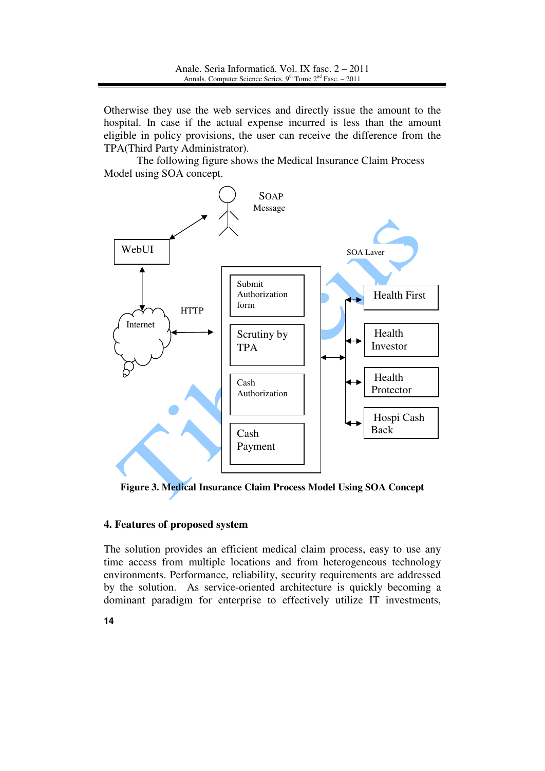Otherwise they use the web services and directly issue the amount to the hospital. In case if the actual expense incurred is less than the amount eligible in policy provisions, the user can receive the difference from the TPA(Third Party Administrator).

The following figure shows the Medical Insurance Claim Process Model using SOA concept.

SOAP Message

WebUI

SOA Layer

Internet

HTTP

Submit Authorization form

Scrutiny by TPA

Cash Authorization

Cash Payment

Health First

Health Investor

Health Protector

Hospi Cash Back

**Figure 3. Medical Insurance Claim Process Model Using SOA Concept**

## 4. Features of proposed system

The solution provides an efficient medical claim process, easy to use any time access from multiple locations and from heterogeneous technology environments. Performance, reliability, security requirements are addressed by the solution. As service-oriented architecture is quickly becoming a dominant paradigm for enterprise to effectively utilize IT investments,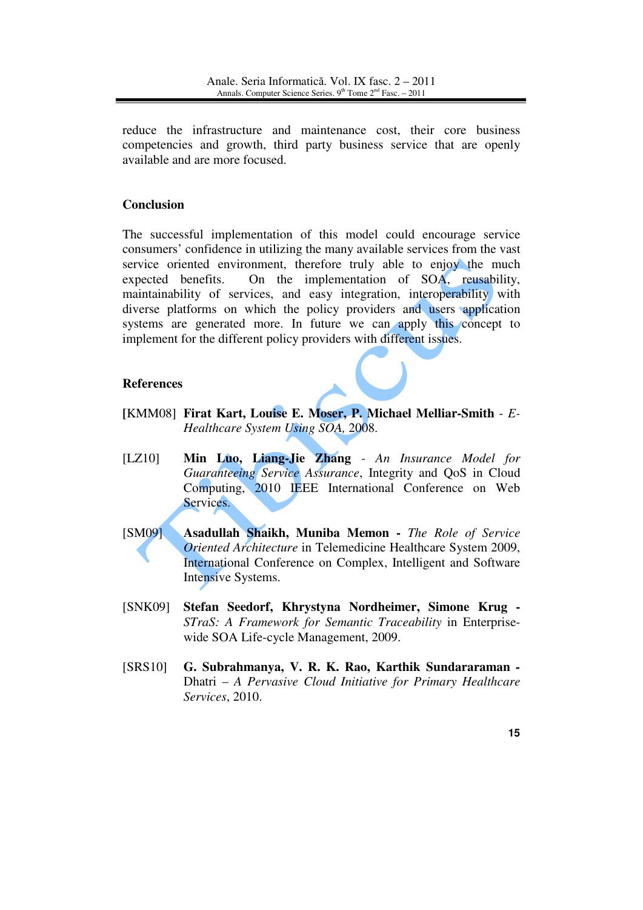reduce the infrastructure and maintenance cost, their core business competencies and growth, third party business service that are openly available and are more focused.

## Conclusion

The successful implementation of this model could encourage service consumers' confidence in utilizing the many available services from the vast service oriented environment, therefore truly able to enjoy the much expected benefits. On the implementation of SOA, reusability, maintainability of services, and easy integration, interoperability with diverse platforms on which the policy providers and users application systems are generated more. In future we can apply this concept to implement for the different policy providers with different issues.

## References

[KMM08] **Firat Kart, Louise E. Moser, P. Michael Melliar-Smith** - *E-Healthcare System Using SOA,* 2008.

[LZ10] **Min Luo, Liang-Jie Zhang** - *An Insurance Model for Guaranteeing Service Assurance*, Integrity and QoS in Cloud Computing, 2010 IEEE International Conference on Web Services.

[SM09] **Asadullah Shaikh, Muniba Memon -** *The Role of Service Oriented Architecture* in Telemedicine Healthcare System 2009, International Conference on Complex, Intelligent and Software Intensive Systems.

[SNK09] **Stefan Seedorf, Khrystyna Nordheimer, Simone Krug -** *STraS: A Framework for Semantic Traceability* in Enterprise-wide SOA Life-cycle Management, 2009.

[SRS10] **G. Subrahmanya, V. R. K. Rao, Karthik Sundararaman -** Dhatri – *A Pervasive Cloud Initiative for Primary Healthcare Services*, 2010.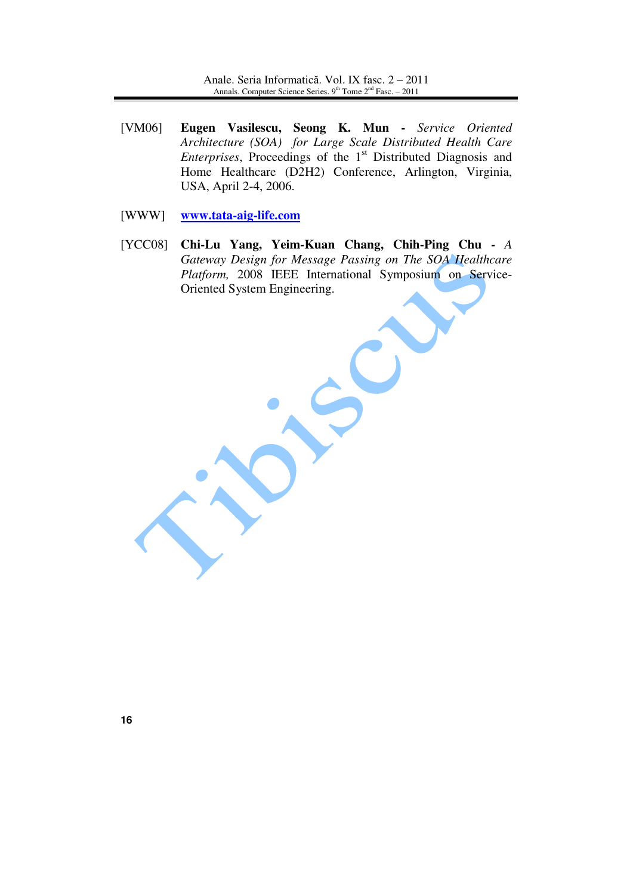[VM06] **Eugen Vasilescu, Seong K. Mun -** *Service Oriented Architecture (SOA) for Large Scale Distributed Health Care Enterprises*, Proceedings of the 1st Distributed Diagnosis and Home Healthcare (D2H2) Conference, Arlington, Virginia, USA, April 2-4, 2006.

[WWW] **www.tata-aig-life.com**

[YCC08] **Chi-Lu Yang, Yeim-Kuan Chang, Chih-Ping Chu -** *A Gateway Design for Message Passing on The SOA Healthcare Platform,* 2008 IEEE International Symposium on Service-Oriented System Engineering.